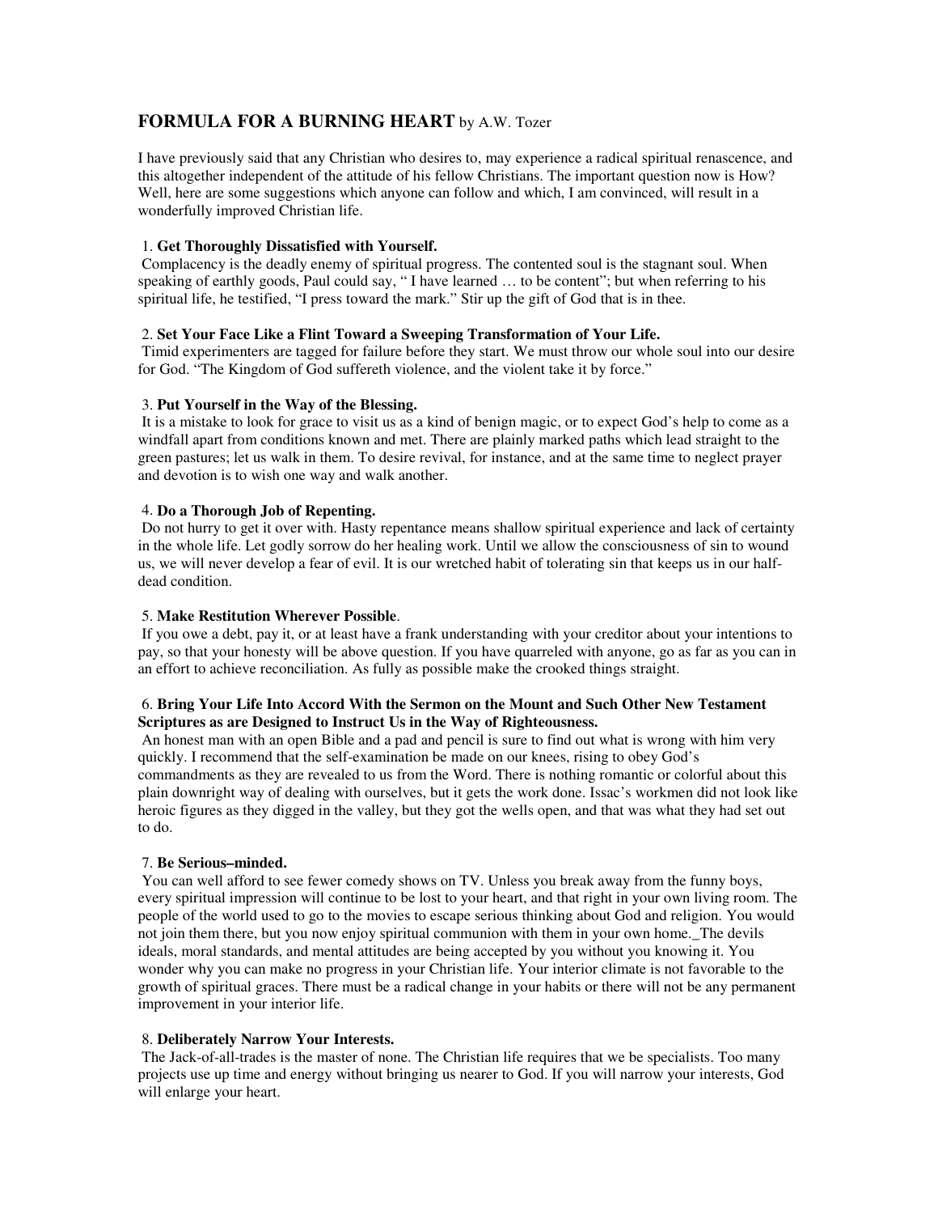# **FORMULA FOR A BURNING HEART** by A.W. Tozer

I have previously said that any Christian who desires to, may experience a radical spiritual renascence, and this altogether independent of the attitude of his fellow Christians. The important question now is How? Well, here are some suggestions which anyone can follow and which, I am convinced, will result in a wonderfully improved Christian life.

1. **Get Thoroughly Dissatisfied with Yourself.**
Complacency is the deadly enemy of spiritual progress. The contented soul is the stagnant soul. When speaking of earthly goods, Paul could say, " I have learned … to be content"; but when referring to his spiritual life, he testified, "I press toward the mark." Stir up the gift of God that is in thee.

2. **Set Your Face Like a Flint Toward a Sweeping Transformation of Your Life.**
Timid experimenters are tagged for failure before they start. We must throw our whole soul into our desire for God. "The Kingdom of God suffereth violence, and the violent take it by force."

3. **Put Yourself in the Way of the Blessing.**
It is a mistake to look for grace to visit us as a kind of benign magic, or to expect God's help to come as a windfall apart from conditions known and met. There are plainly marked paths which lead straight to the green pastures; let us walk in them. To desire revival, for instance, and at the same time to neglect prayer and devotion is to wish one way and walk another.

4. **Do a Thorough Job of Repenting.**
Do not hurry to get it over with. Hasty repentance means shallow spiritual experience and lack of certainty in the whole life. Let godly sorrow do her healing work. Until we allow the consciousness of sin to wound us, we will never develop a fear of evil. It is our wretched habit of tolerating sin that keeps us in our half-dead condition.

5. **Make Restitution Wherever Possible**.
If you owe a debt, pay it, or at least have a frank understanding with your creditor about your intentions to pay, so that your honesty will be above question. If you have quarreled with anyone, go as far as you can in an effort to achieve reconciliation. As fully as possible make the crooked things straight.

6. **Bring Your Life Into Accord With the Sermon on the Mount and Such Other New Testament Scriptures as are Designed to Instruct Us in the Way of Righteousness.**
An honest man with an open Bible and a pad and pencil is sure to find out what is wrong with him very quickly. I recommend that the self-examination be made on our knees, rising to obey God's commandments as they are revealed to us from the Word. There is nothing romantic or colorful about this plain downright way of dealing with ourselves, but it gets the work done. Issac's workmen did not look like heroic figures as they digged in the valley, but they got the wells open, and that was what they had set out to do.

7. **Be Serious–minded.**
You can well afford to see fewer comedy shows on TV. Unless you break away from the funny boys, every spiritual impression will continue to be lost to your heart, and that right in your own living room. The people of the world used to go to the movies to escape serious thinking about God and religion. You would not join them there, but you now enjoy spiritual communion with them in your own home._The devils ideals, moral standards, and mental attitudes are being accepted by you without you knowing it. You wonder why you can make no progress in your Christian life. Your interior climate is not favorable to the growth of spiritual graces. There must be a radical change in your habits or there will not be any permanent improvement in your interior life.

8. **Deliberately Narrow Your Interests.**
The Jack-of-all-trades is the master of none. The Christian life requires that we be specialists. Too many projects use up time and energy without bringing us nearer to God. If you will narrow your interests, God will enlarge your heart.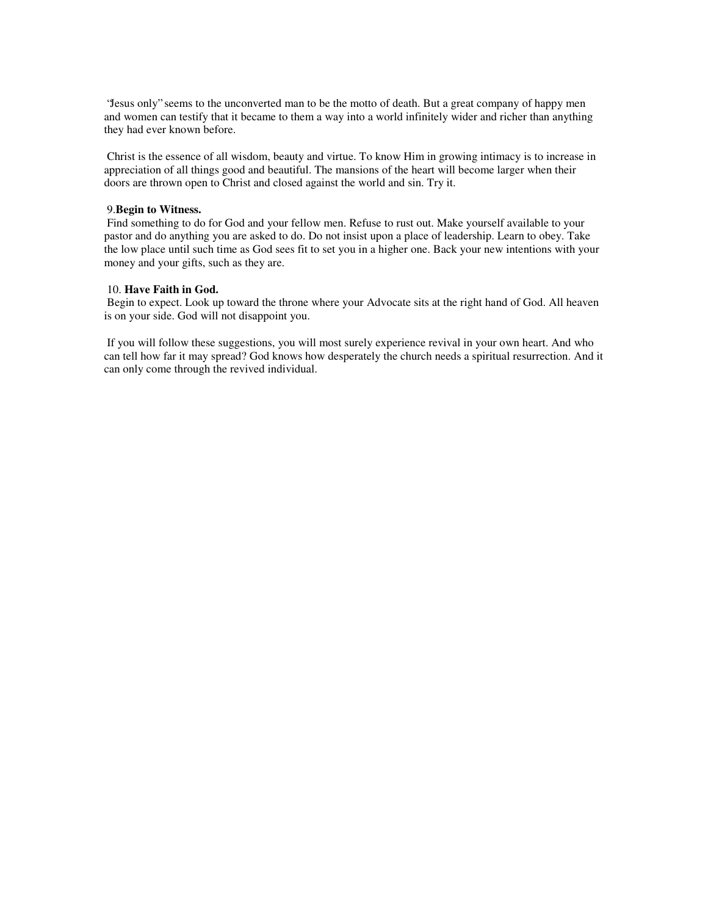"Jesus only" seems to the unconverted man to be the motto of death. But a great company of happy men and women can testify that it became to them a way into a world infinitely wider and richer than anything they had ever known before.

Christ is the essence of all wisdom, beauty and virtue. To know Him in growing intimacy is to increase in appreciation of all things good and beautiful. The mansions of the heart will become larger when their doors are thrown open to Christ and closed against the world and sin. Try it.

9. **Begin to Witness.**
Find something to do for God and your fellow men. Refuse to rust out. Make yourself available to your pastor and do anything you are asked to do. Do not insist upon a place of leadership. Learn to obey. Take the low place until such time as God sees fit to set you in a higher one. Back your new intentions with your money and your gifts, such as they are.

10. **Have Faith in God.**
Begin to expect. Look up toward the throne where your Advocate sits at the right hand of God. All heaven is on your side. God will not disappoint you.

If you will follow these suggestions, you will most surely experience revival in your own heart. And who can tell how far it may spread? God knows how desperately the church needs a spiritual resurrection. And it can only come through the revived individual.